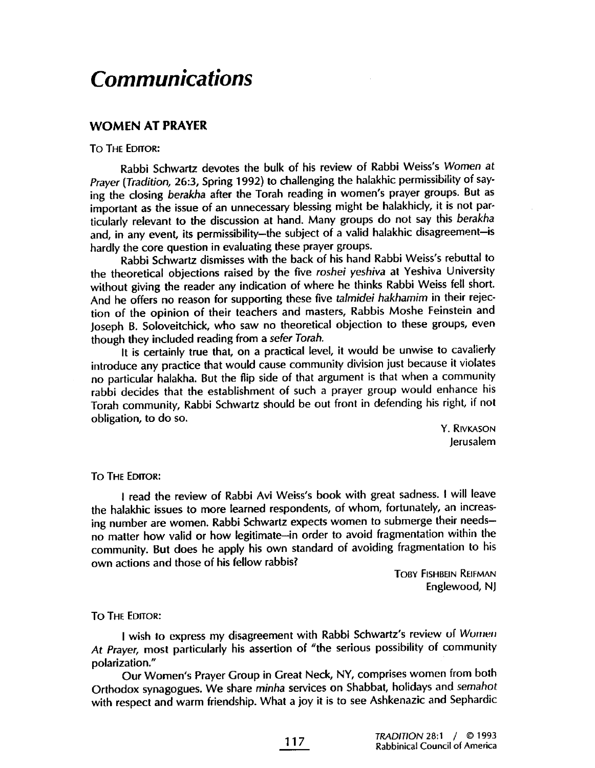# *Communications*

## WOMEN AT PRAYER

TO THE EDITOR:

Rabbi Schwartz devotes the bulk of his review of Rabbi Weiss's *Women at Prayer* (*Tradition*, 26:3, Spring 1992) to challenging the halakhic permissibility of saying the closing *berakha* after the Torah reading in women's prayer groups. But as important as the issue of an unnecessary blessing might be halakhicly, it is not particularly relevant to the discussion at hand. Many groups do not say this *berakha* and, in any event, its permissibility—the subject of a valid halakhic disagreement—is hardly the core question in evaluating these prayer groups.

Rabbi Schwartz dismisses with the back of his hand Rabbi Weiss's rebuttal to the theoretical objections raised by the five *roshei yeshiva* at Yeshiva University without giving the reader any indication of where he thinks Rabbi Weiss fell short. And he offers no reason for supporting these five *talmidei hakhamim* in their rejection of the opinion of their teachers and masters, Rabbis Moshe Feinstein and Joseph B. Soloveitchick, who saw no theoretical objection to these groups, even though they included reading from a *sefer Torah.*

It is certainly true that, on a practical level, it would be unwise to cavalierly introduce any practice that would cause community division just because it violates no particular halakha. But the flip side of that argument is that when a community rabbi decides that the establishment of such a prayer group would enhance his Torah community, Rabbi Schwartz should be out front in defending his right, if not obligation, to do so.

Y. RIVKASON
Jerusalem

TO THE EDITOR:

I read the review of Rabbi Avi Weiss's book with great sadness. I will leave the halakhic issues to more learned respondents, of whom, fortunately, an increasing number are women. Rabbi Schwartz expects women to submerge their needs—no matter how valid or how legitimate—in order to avoid fragmentation within the community. But does he apply his own standard of avoiding fragmentation to his own actions and those of his fellow rabbis?

TOBY FISHBEIN REIFMAN
Englewood, NJ

TO THE EDITOR:

I wish to express my disagreement with Rabbi Schwartz's review of *Women At Prayer*, most particularly his assertion of "the serious possibility of community polarization."

Our Women's Prayer Group in Great Neck, NY, comprises women from both Orthodox synagogues. We share *minha* services on Shabbat, holidays and *semahot* with respect and warm friendship. What a joy it is to see Ashkenazic and Sephardic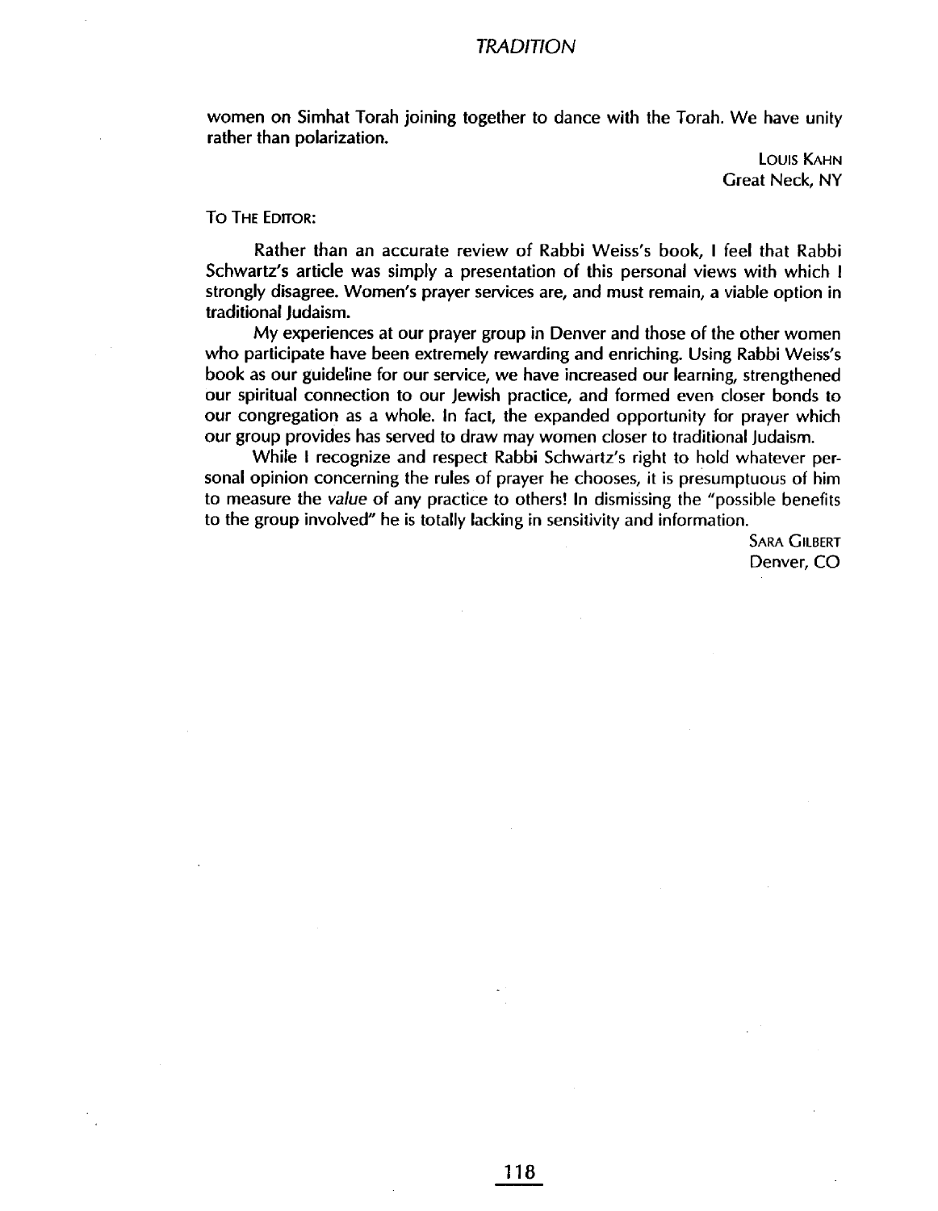women on Simhat Torah joining together to dance with the Torah. We have unity rather than polarization.

LOUIS KAHN
Great Neck, NY

TO THE EDITOR:

Rather than an accurate review of Rabbi Weiss's book, I feel that Rabbi Schwartz's article was simply a presentation of this personal views with which I strongly disagree. Women's prayer services are, and must remain, a viable option in traditional Judaism.

My experiences at our prayer group in Denver and those of the other women who participate have been extremely rewarding and enriching. Using Rabbi Weiss's book as our guideline for our service, we have increased our learning, strengthened our spiritual connection to our Jewish practice, and formed even closer bonds to our congregation as a whole. In fact, the expanded opportunity for prayer which our group provides has served to draw may women closer to traditional Judaism.

While I recognize and respect Rabbi Schwartz's right to hold whatever personal opinion concerning the rules of prayer he chooses, it is presumptuous of him to measure the *value* of any practice to others! In dismissing the "possible benefits to the group involved" he is totally lacking in sensitivity and information.

SARA GILBERT
Denver, CO